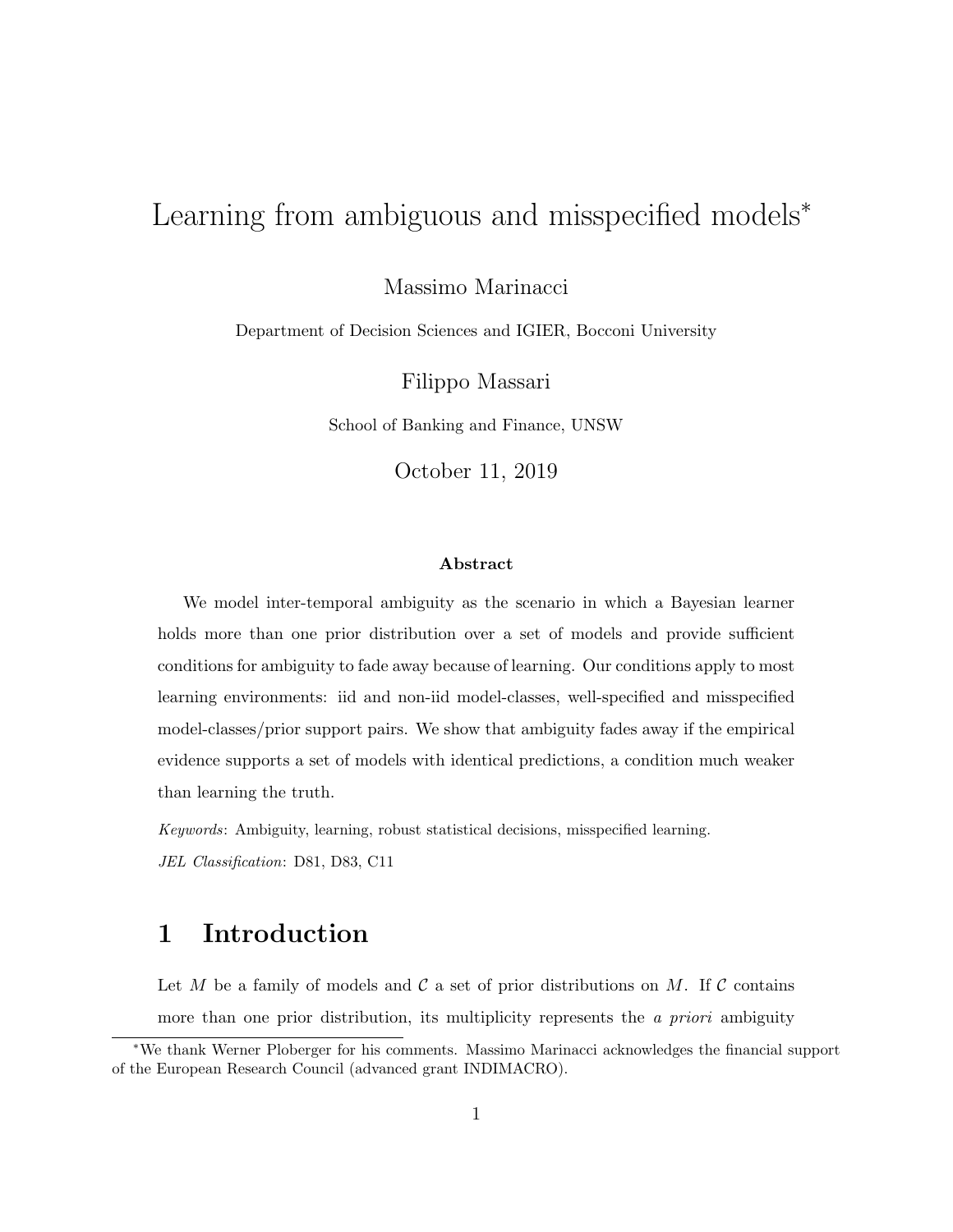# Learning from ambiguous and misspecified models[*]

Massimo Marinacci

Department of Decision Sciences and IGIER, Bocconi University

Filippo Massari

School of Banking and Finance, UNSW

October 11, 2019

### Abstract

We model inter-temporal ambiguity as the scenario in which a Bayesian learner holds more than one prior distribution over a set of models and provide sufficient conditions for ambiguity to fade away because of learning. Our conditions apply to most learning environments: iid and non-iid model-classes, well-specified and misspecified model-classes/prior support pairs. We show that ambiguity fades away if the empirical evidence supports a set of models with identical predictions, a condition much weaker than learning the truth.

*Keywords*: Ambiguity, learning, robust statistical decisions, misspecified learning.

*JEL Classification*: D81, D83, C11

## 1 Introduction

Let $M$ be a family of models and $\mathcal{C}$ a set of prior distributions on $M$. If $\mathcal{C}$ contains more than one prior distribution, its multiplicity represents the *a priori* ambiguity

[*] We thank Werner Ploberger for his comments. Massimo Marinacci acknowledges the financial support of the European Research Council (advanced grant INDIMACRO).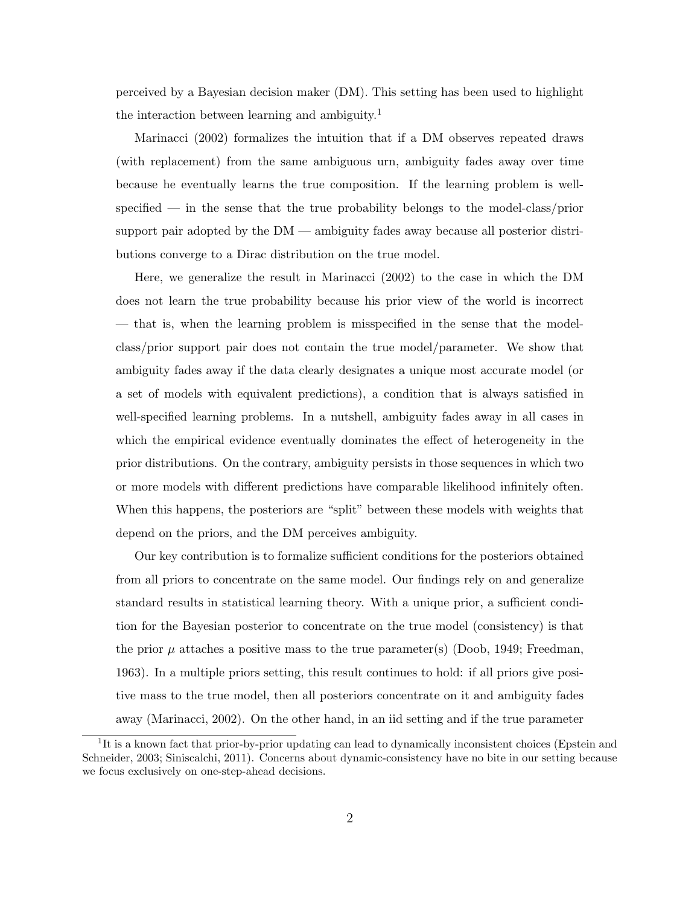perceived by a Bayesian decision maker (DM). This setting has been used to highlight the interaction between learning and ambiguity.[1]

Marinacci (2002) formalizes the intuition that if a DM observes repeated draws (with replacement) from the same ambiguous urn, ambiguity fades away over time because he eventually learns the true composition. If the learning problem is well-specified — in the sense that the true probability belongs to the model-class/prior support pair adopted by the DM — ambiguity fades away because all posterior distributions converge to a Dirac distribution on the true model.

Here, we generalize the result in Marinacci (2002) to the case in which the DM does not learn the true probability because his prior view of the world is incorrect — that is, when the learning problem is misspecified in the sense that the model-class/prior support pair does not contain the true model/parameter. We show that ambiguity fades away if the data clearly designates a unique most accurate model (or a set of models with equivalent predictions), a condition that is always satisfied in well-specified learning problems. In a nutshell, ambiguity fades away in all cases in which the empirical evidence eventually dominates the effect of heterogeneity in the prior distributions. On the contrary, ambiguity persists in those sequences in which two or more models with different predictions have comparable likelihood infinitely often. When this happens, the posteriors are "split" between these models with weights that depend on the priors, and the DM perceives ambiguity.

Our key contribution is to formalize sufficient conditions for the posteriors obtained from all priors to concentrate on the same model. Our findings rely on and generalize standard results in statistical learning theory. With a unique prior, a sufficient condition for the Bayesian posterior to concentrate on the true model (consistency) is that the prior $\mu$ attaches a positive mass to the true parameter(s) (Doob, 1949; Freedman, 1963). In a multiple priors setting, this result continues to hold: if all priors give positive mass to the true model, then all posteriors concentrate on it and ambiguity fades away (Marinacci, 2002). On the other hand, in an iid setting and if the true parameter

[1] It is a known fact that prior-by-prior updating can lead to dynamically inconsistent choices (Epstein and Schneider, 2003; Siniscalchi, 2011). Concerns about dynamic-consistency have no bite in our setting because we focus exclusively on one-step-ahead decisions.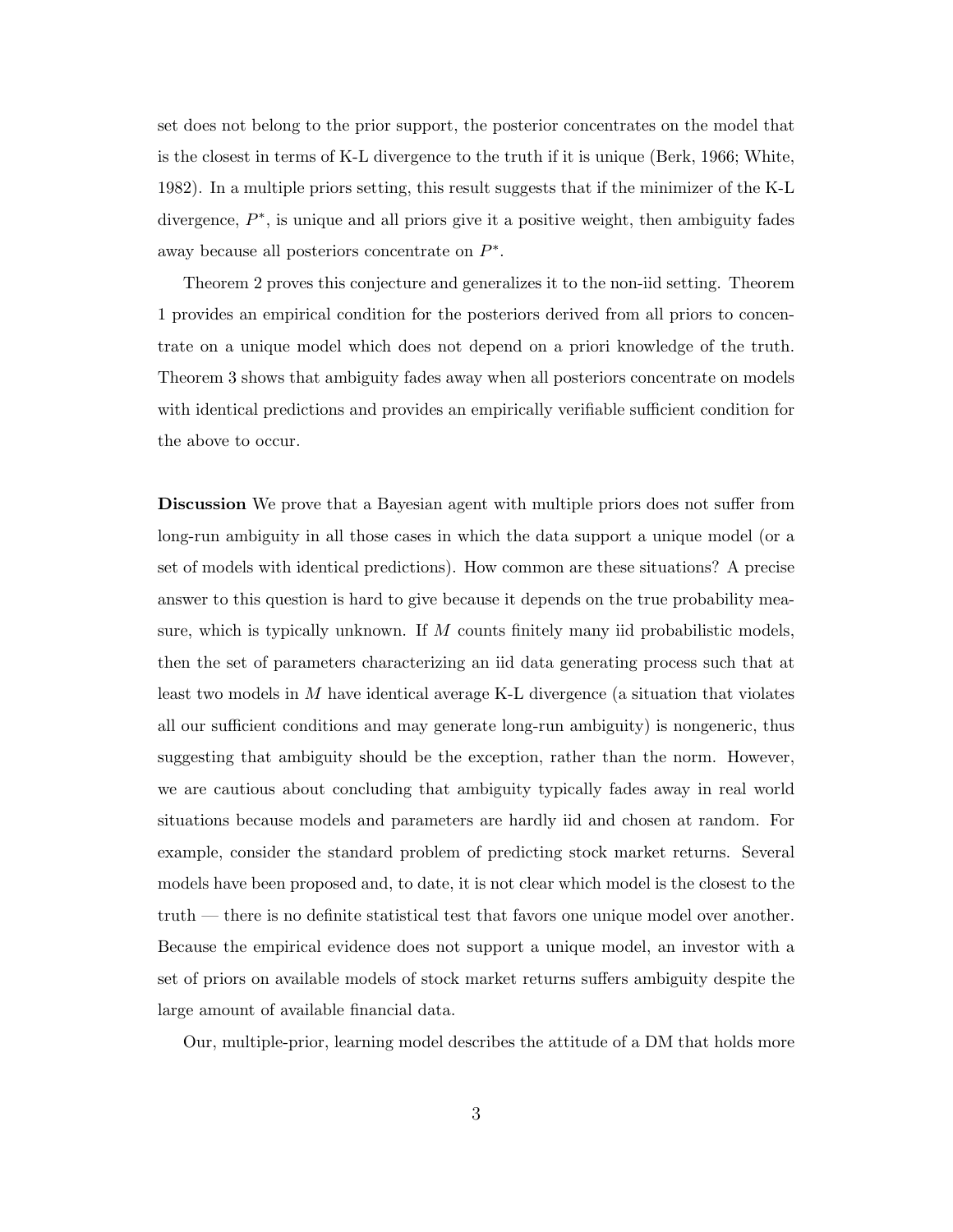set does not belong to the prior support, the posterior concentrates on the model that is the closest in terms of K-L divergence to the truth if it is unique (Berk, 1966; White, 1982). In a multiple priors setting, this result suggests that if the minimizer of the K-L divergence, $P^*$, is unique and all priors give it a positive weight, then ambiguity fades away because all posteriors concentrate on $P^*$.

Theorem 2 proves this conjecture and generalizes it to the non-iid setting. Theorem 1 provides an empirical condition for the posteriors derived from all priors to concentrate on a unique model which does not depend on a priori knowledge of the truth. Theorem 3 shows that ambiguity fades away when all posteriors concentrate on models with identical predictions and provides an empirically verifiable sufficient condition for the above to occur.

**Discussion** We prove that a Bayesian agent with multiple priors does not suffer from long-run ambiguity in all those cases in which the data support a unique model (or a set of models with identical predictions). How common are these situations? A precise answer to this question is hard to give because it depends on the true probability measure, which is typically unknown. If $M$ counts finitely many iid probabilistic models, then the set of parameters characterizing an iid data generating process such that at least two models in $M$ have identical average K-L divergence (a situation that violates all our sufficient conditions and may generate long-run ambiguity) is nongeneric, thus suggesting that ambiguity should be the exception, rather than the norm. However, we are cautious about concluding that ambiguity typically fades away in real world situations because models and parameters are hardly iid and chosen at random. For example, consider the standard problem of predicting stock market returns. Several models have been proposed and, to date, it is not clear which model is the closest to the truth — there is no definite statistical test that favors one unique model over another. Because the empirical evidence does not support a unique model, an investor with a set of priors on available models of stock market returns suffers ambiguity despite the large amount of available financial data.

Our, multiple-prior, learning model describes the attitude of a DM that holds more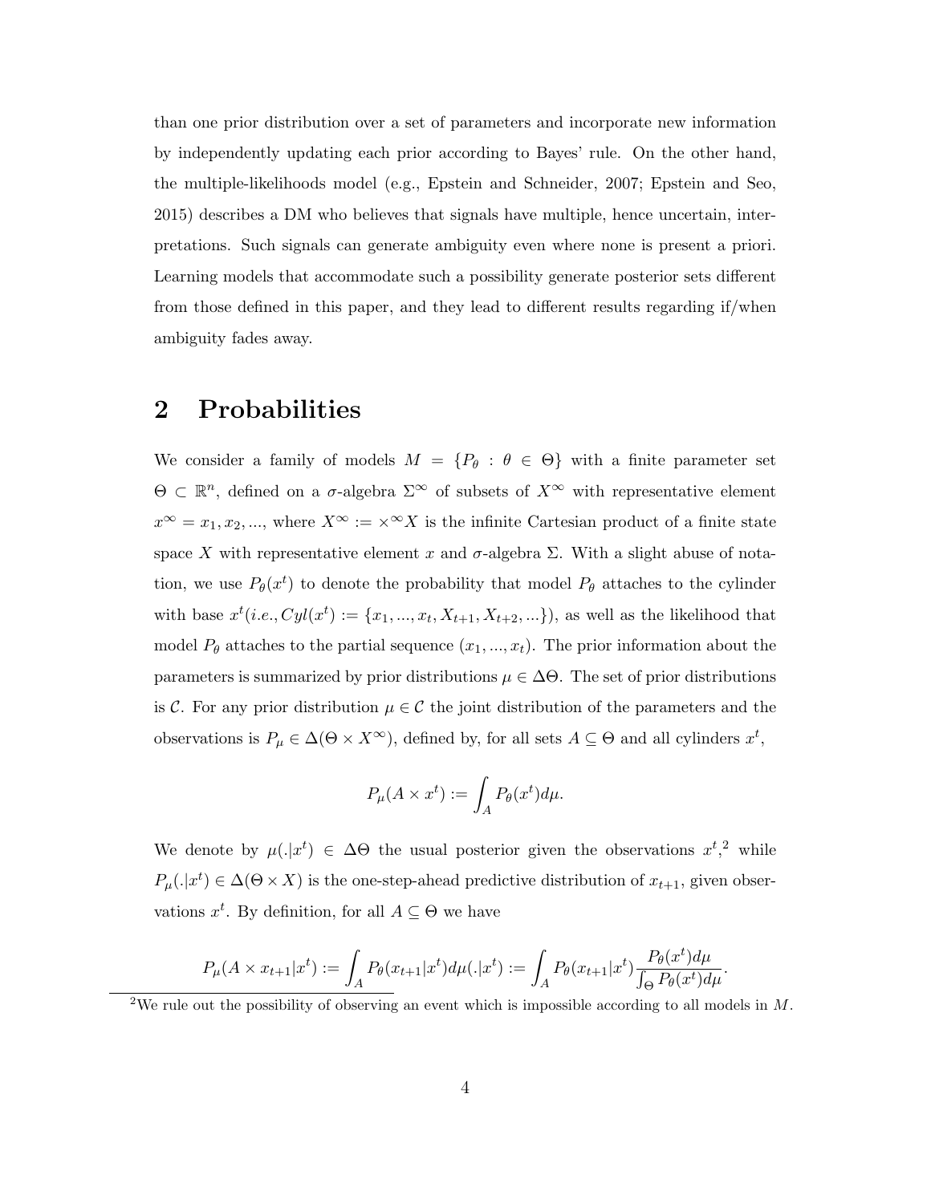than one prior distribution over a set of parameters and incorporate new information by independently updating each prior according to Bayes' rule. On the other hand, the multiple-likelihoods model (e.g., Epstein and Schneider, 2007; Epstein and Seo, 2015) describes a DM who believes that signals have multiple, hence uncertain, interpretations. Such signals can generate ambiguity even where none is present a priori. Learning models that accommodate such a possibility generate posterior sets different from those defined in this paper, and they lead to different results regarding if/when ambiguity fades away.

## 2 Probabilities

We consider a family of models $M = \{P_\theta : \theta \in \Theta\}$ with a finite parameter set $\Theta \subset \mathbb{R}^n$, defined on a $\sigma$-algebra $\Sigma^\infty$ of subsets of $X^\infty$ with representative element $x^\infty = x_1, x_2, ...$, where $X^\infty := \times^\infty X$ is the infinite Cartesian product of a finite state space $X$ with representative element $x$ and $\sigma$-algebra $\Sigma$. With a slight abuse of notation, we use $P_\theta(x^t)$ to denote the probability that model $P_\theta$ attaches to the cylinder with base $x^t (i.e., Cyl(x^t) := \{x_1, ..., x_t, X_{t+1}, X_{t+2}, ...\})$, as well as the likelihood that model $P_\theta$ attaches to the partial sequence $(x_1, ..., x_t)$. The prior information about the parameters is summarized by prior distributions $\mu \in \Delta\Theta$. The set of prior distributions is $\mathcal{C}$. For any prior distribution $\mu \in \mathcal{C}$ the joint distribution of the parameters and the observations is $P_\mu \in \Delta(\Theta \times X^\infty)$, defined by, for all sets $A \subseteq \Theta$ and all cylinders $x^t$,

$$P_\mu(A \times x^t) := \int_A P_\theta(x^t) d\mu.$$

We denote by $\mu(.|x^t) \in \Delta\Theta$ the usual posterior given the observations $x^t$,[2] while $P_\mu(.|x^t) \in \Delta(\Theta \times X)$ is the one-step-ahead predictive distribution of $x_{t+1}$, given observations $x^t$. By definition, for all $A \subseteq \Theta$ we have

$$P_\mu(A \times x_{t+1}|x^t) := \int_A P_\theta(x_{t+1}|x^t) d\mu(.|x^t) := \int_A P_\theta(x_{t+1}|x^t) \frac{P_\theta(x^t) d\mu}{\int_\Theta P_\theta(x^t) d\mu}.$$

[2]We rule out the possibility of observing an event which is impossible according to all models in $M$.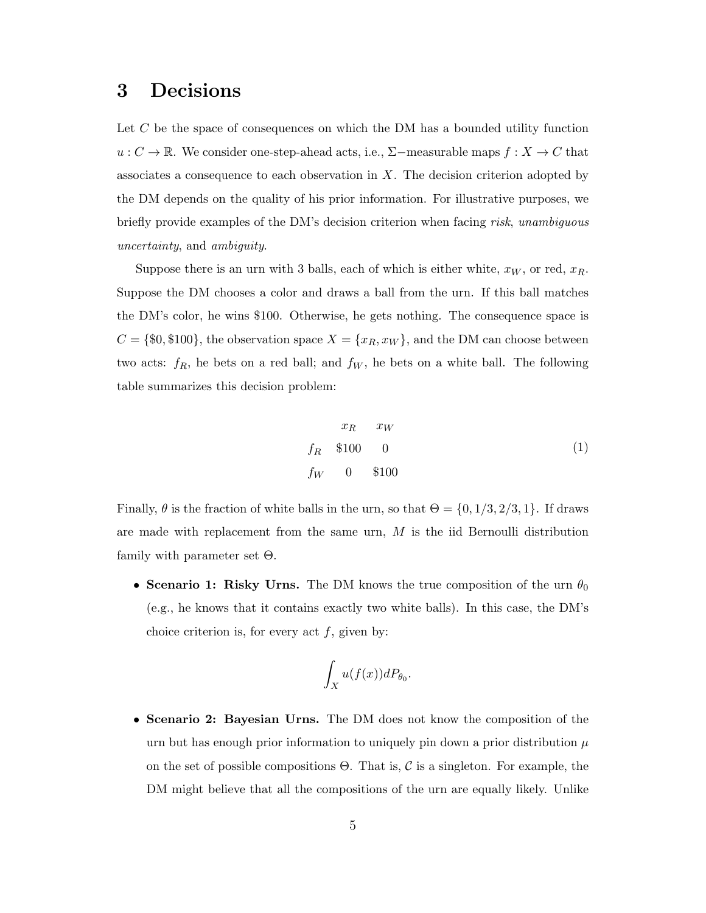# 3 Decisions

Let $C$ be the space of consequences on which the DM has a bounded utility function $u : C \to \mathbb{R}$. We consider one-step-ahead acts, i.e., $\Sigma-$measurable maps $f : X \to C$ that associates a consequence to each observation in $X$. The decision criterion adopted by the DM depends on the quality of his prior information. For illustrative purposes, we briefly provide examples of the DM's decision criterion when facing *risk*, *unambiguous uncertainty*, and *ambiguity*.

Suppose there is an urn with 3 balls, each of which is either white, $x_W$, or red, $x_R$. Suppose the DM chooses a color and draws a ball from the urn. If this ball matches the DM's color, he wins \$100. Otherwise, he gets nothing. The consequence space is $C = \{\$0, \$100\}$, the observation space $X = \{x_R, x_W\}$, and the DM can choose between two acts: $f_R$, he bets on a red ball; and $f_W$, he bets on a white ball. The following table summarizes this decision problem:

$$
\begin{array}{ccc}
 & x_R & x_W \\
f_R & \$100 & 0 \\
f_W & 0 & \$100
\end{array}
\tag{1}
$$

Finally, $\theta$ is the fraction of white balls in the urn, so that $\Theta = \{0, 1/3, 2/3, 1\}$. If draws are made with replacement from the same urn, $M$ is the iid Bernoulli distribution family with parameter set $\Theta$.

- **Scenario 1: Risky Urns.** The DM knows the true composition of the urn $\theta_0$ (e.g., he knows that it contains exactly two white balls). In this case, the DM's choice criterion is, for every act $f$, given by:

$$
\int_X u(f(x)) dP_{\theta_0}.
$$

- **Scenario 2: Bayesian Urns.** The DM does not know the composition of the urn but has enough prior information to uniquely pin down a prior distribution $\mu$ on the set of possible compositions $\Theta$. That is, $\mathcal{C}$ is a singleton. For example, the DM might believe that all the compositions of the urn are equally likely. Unlike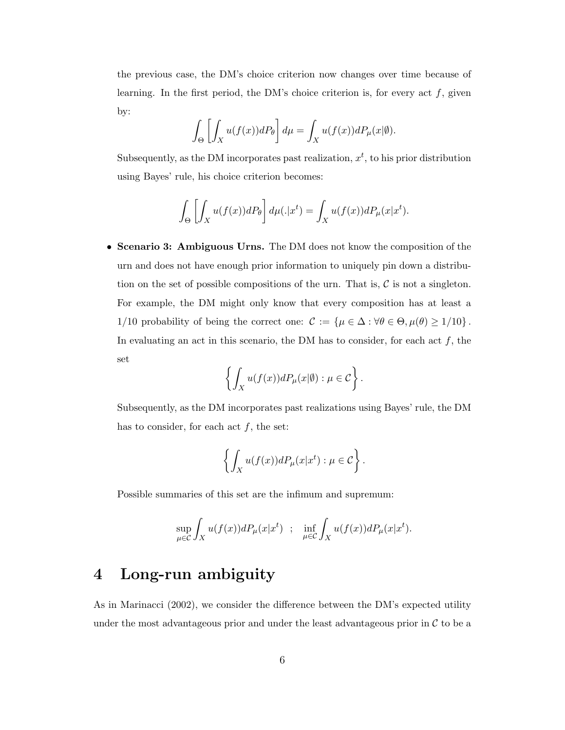the previous case, the DM's choice criterion now changes over time because of learning. In the first period, the DM's choice criterion is, for every act $f$, given by:

$$\int_{\Theta} \left[ \int_{X} u(f(x)) dP_{\theta} \right] d\mu = \int_{X} u(f(x)) dP_{\mu}(x|\emptyset).$$

Subsequently, as the DM incorporates past realization, $x^t$, to his prior distribution using Bayes' rule, his choice criterion becomes:

$$\int_{\Theta} \left[ \int_{X} u(f(x)) dP_{\theta} \right] d\mu(.|x^t) = \int_{X} u(f(x)) dP_{\mu}(x|x^t).$$

- **Scenario 3: Ambiguous Urns.** The DM does not know the composition of the urn and does not have enough prior information to uniquely pin down a distribution on the set of possible compositions of the urn. That is, $\mathcal{C}$ is not a singleton. For example, the DM might only know that every composition has at least a 1/10 probability of being the correct one: $\mathcal{C} := \{\mu \in \Delta : \forall \theta \in \Theta, \mu(\theta) \geq 1/10\}$. In evaluating an act in this scenario, the DM has to consider, for each act $f$, the set

$$\left\{ \int_{X} u(f(x)) dP_{\mu}(x|\emptyset) : \mu \in \mathcal{C} \right\}.$$

Subsequently, as the DM incorporates past realizations using Bayes' rule, the DM has to consider, for each act $f$, the set:

$$\left\{ \int_{X} u(f(x)) dP_{\mu}(x|x^t) : \mu \in \mathcal{C} \right\}.$$

Possible summaries of this set are the infimum and supremum:

$$\sup_{\mu \in \mathcal{C}} \int_{X} u(f(x)) dP_{\mu}(x|x^t) \;\; ; \;\; \inf_{\mu \in \mathcal{C}} \int_{X} u(f(x)) dP_{\mu}(x|x^t).$$

# 4 Long-run ambiguity

As in Marinacci (2002), we consider the difference between the DM's expected utility under the most advantageous prior and under the least advantageous prior in $\mathcal{C}$ to be a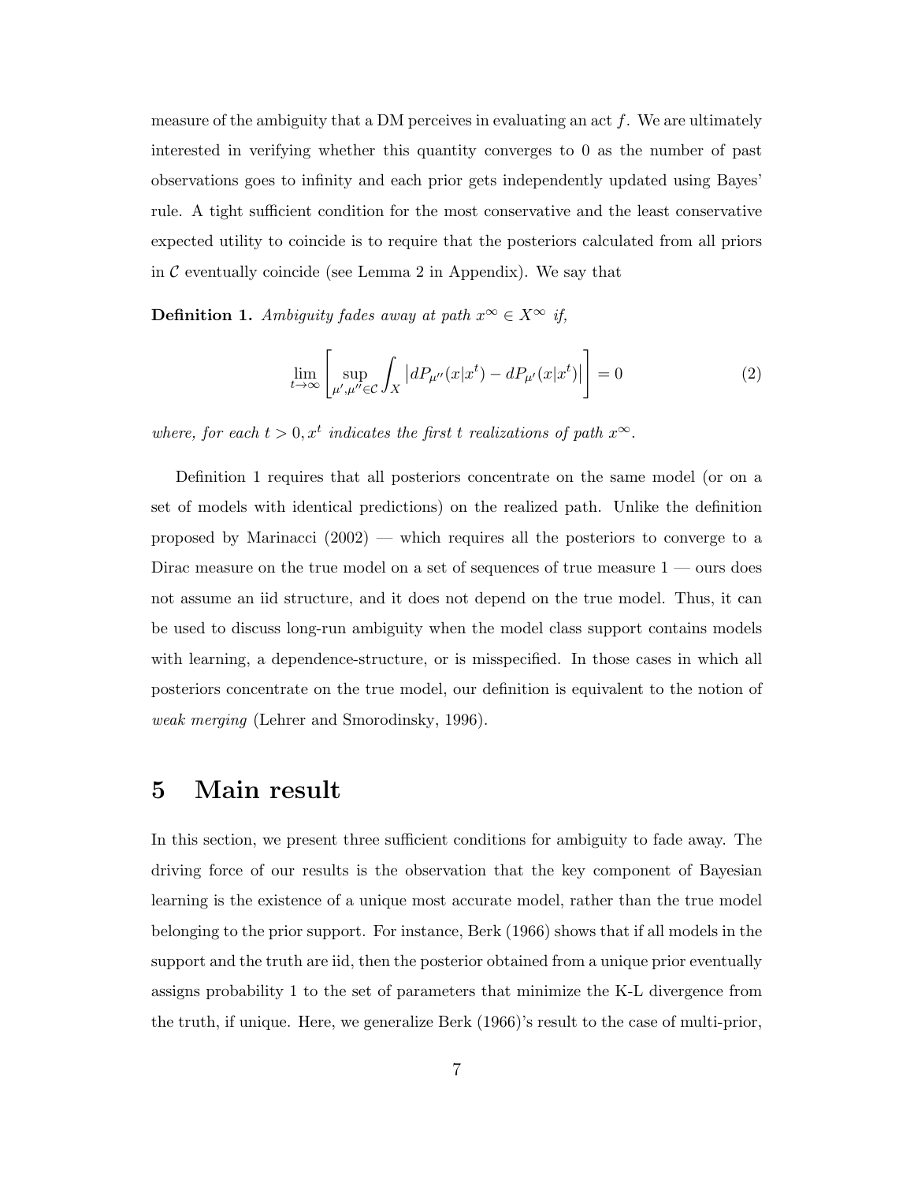measure of the ambiguity that a DM perceives in evaluating an act $f$. We are ultimately interested in verifying whether this quantity converges to 0 as the number of past observations goes to infinity and each prior gets independently updated using Bayes' rule. A tight sufficient condition for the most conservative and the least conservative expected utility to coincide is to require that the posteriors calculated from all priors in $\mathcal{C}$ eventually coincide (see Lemma 2 in Appendix). We say that

**Definition 1.** *Ambiguity fades away at path $x^\infty \in X^\infty$ if,*

$$\lim_{t\to\infty} \left[ \sup_{\mu',\mu''\in\mathcal{C}} \int_X \left| dP_{\mu''}(x|x^t) - dP_{\mu'}(x|x^t) \right| \right] = 0 \tag{2}$$

*where, for each $t > 0, x^t$ indicates the first $t$ realizations of path $x^\infty$.*

Definition 1 requires that all posteriors concentrate on the same model (or on a set of models with identical predictions) on the realized path. Unlike the definition proposed by Marinacci (2002) — which requires all the posteriors to converge to a Dirac measure on the true model on a set of sequences of true measure 1 — ours does not assume an iid structure, and it does not depend on the true model. Thus, it can be used to discuss long-run ambiguity when the model class support contains models with learning, a dependence-structure, or is misspecified. In those cases in which all posteriors concentrate on the true model, our definition is equivalent to the notion of *weak merging* (Lehrer and Smorodinsky, 1996).

# 5 Main result

In this section, we present three sufficient conditions for ambiguity to fade away. The driving force of our results is the observation that the key component of Bayesian learning is the existence of a unique most accurate model, rather than the true model belonging to the prior support. For instance, Berk (1966) shows that if all models in the support and the truth are iid, then the posterior obtained from a unique prior eventually assigns probability 1 to the set of parameters that minimize the K-L divergence from the truth, if unique. Here, we generalize Berk (1966)'s result to the case of multi-prior,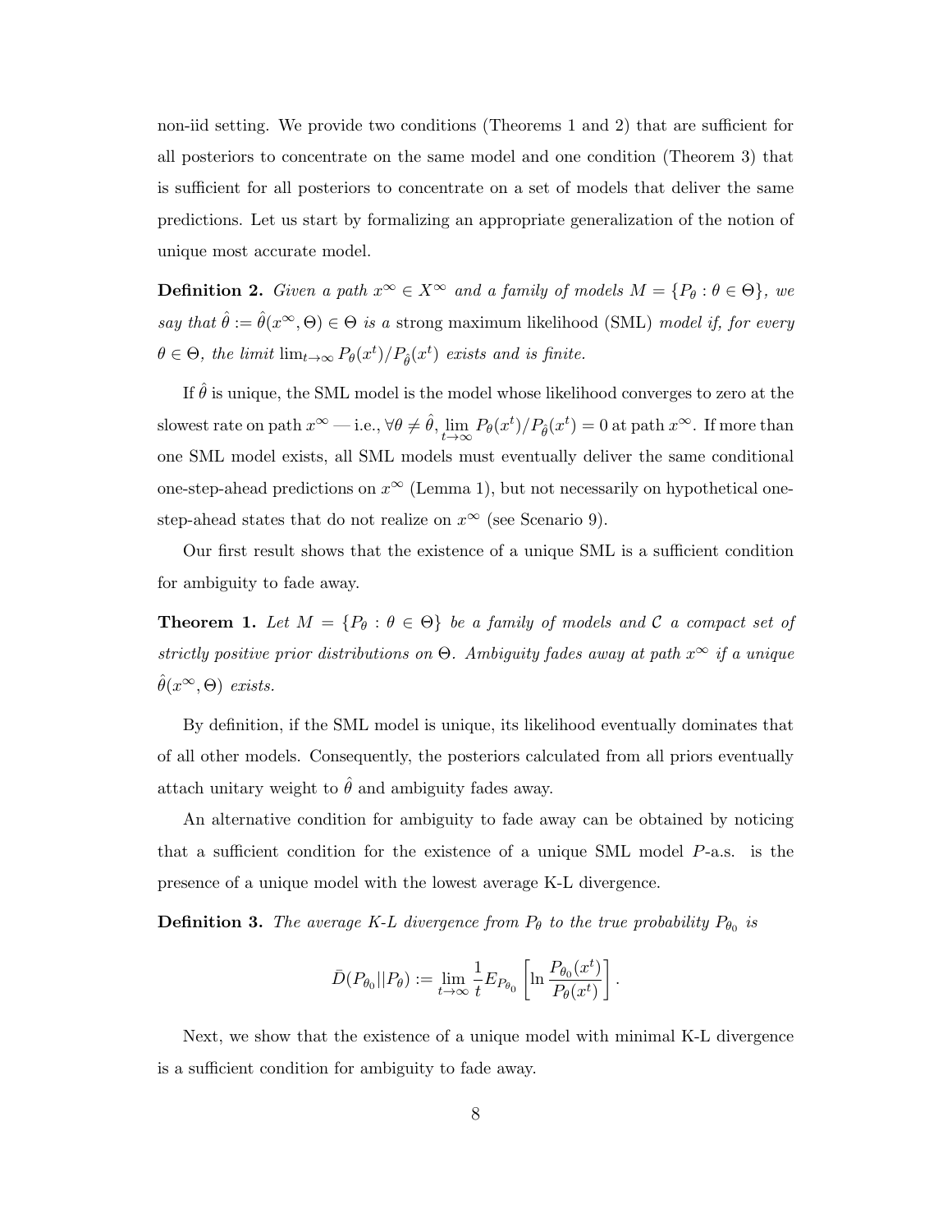non-iid setting. We provide two conditions (Theorems 1 and 2) that are sufficient for all posteriors to concentrate on the same model and one condition (Theorem 3) that is sufficient for all posteriors to concentrate on a set of models that deliver the same predictions. Let us start by formalizing an appropriate generalization of the notion of unique most accurate model.

**Definition 2.** *Given a path $x^\infty \in X^\infty$ and a family of models $M = \{P_\theta : \theta \in \Theta\}$, we say that $\hat{\theta} := \hat{\theta}(x^\infty, \Theta) \in \Theta$ is a* strong maximum likelihood (SML) *model if, for every $\theta \in \Theta$, the limit $\lim_{t\to\infty} P_\theta(x^t)/P_{\hat{\theta}}(x^t)$ exists and is finite.*

If $\hat{\theta}$ is unique, the SML model is the model whose likelihood converges to zero at the slowest rate on path $x^\infty$ — i.e., $\forall \theta \neq \hat{\theta}$, $\lim_{t\to\infty} P_\theta(x^t)/P_{\hat{\theta}}(x^t) = 0$ at path $x^\infty$. If more than one SML model exists, all SML models must eventually deliver the same conditional one-step-ahead predictions on $x^\infty$ (Lemma 1), but not necessarily on hypothetical one-step-ahead states that do not realize on $x^\infty$ (see Scenario 9).

Our first result shows that the existence of a unique SML is a sufficient condition for ambiguity to fade away.

**Theorem 1.** *Let $M = \{P_\theta : \theta \in \Theta\}$ be a family of models and $\mathcal{C}$ a compact set of strictly positive prior distributions on $\Theta$. Ambiguity fades away at path $x^\infty$ if a unique $\hat{\theta}(x^\infty, \Theta)$ exists.*

By definition, if the SML model is unique, its likelihood eventually dominates that of all other models. Consequently, the posteriors calculated from all priors eventually attach unitary weight to $\hat{\theta}$ and ambiguity fades away.

An alternative condition for ambiguity to fade away can be obtained by noticing that a sufficient condition for the existence of a unique SML model $P$-a.s. is the presence of a unique model with the lowest average K-L divergence.

**Definition 3.** *The average K-L divergence from $P_\theta$ to the true probability $P_{\theta_0}$ is*

$$\bar{D}(P_{\theta_0}||P_\theta) := \lim_{t\to\infty} \frac{1}{t} E_{P_{\theta_0}}\left[\ln \frac{P_{\theta_0}(x^t)}{P_\theta(x^t)}\right].$$

Next, we show that the existence of a unique model with minimal K-L divergence is a sufficient condition for ambiguity to fade away.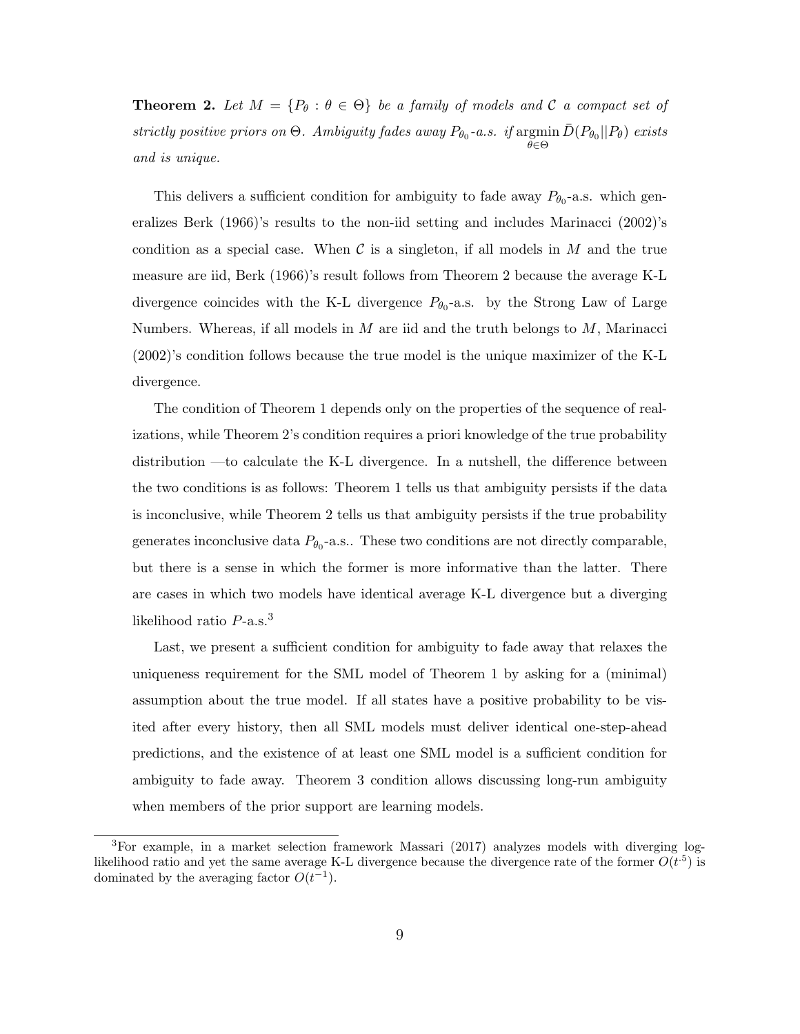**Theorem 2.** *Let $M = \{P_\theta : \theta \in \Theta\}$ be a family of models and $\mathcal{C}$ a compact set of strictly positive priors on $\Theta$. Ambiguity fades away $P_{\theta_0}$-a.s. if $\underset{\theta\in\Theta}{\operatorname{argmin}}\, \bar{D}(P_{\theta_0}||P_\theta)$ exists and is unique.*

This delivers a sufficient condition for ambiguity to fade away $P_{\theta_0}$-a.s. which generalizes Berk (1966)'s results to the non-iid setting and includes Marinacci (2002)'s condition as a special case. When $\mathcal{C}$ is a singleton, if all models in $M$ and the true measure are iid, Berk (1966)'s result follows from Theorem 2 because the average K-L divergence coincides with the K-L divergence $P_{\theta_0}$-a.s. by the Strong Law of Large Numbers. Whereas, if all models in $M$ are iid and the truth belongs to $M$, Marinacci (2002)'s condition follows because the true model is the unique maximizer of the K-L divergence.

The condition of Theorem 1 depends only on the properties of the sequence of realizations, while Theorem 2's condition requires a priori knowledge of the true probability distribution —to calculate the K-L divergence. In a nutshell, the difference between the two conditions is as follows: Theorem 1 tells us that ambiguity persists if the data is inconclusive, while Theorem 2 tells us that ambiguity persists if the true probability generates inconclusive data $P_{\theta_0}$-a.s.. These two conditions are not directly comparable, but there is a sense in which the former is more informative than the latter. There are cases in which two models have identical average K-L divergence but a diverging likelihood ratio $P$-a.s.[3]

Last, we present a sufficient condition for ambiguity to fade away that relaxes the uniqueness requirement for the SML model of Theorem 1 by asking for a (minimal) assumption about the true model. If all states have a positive probability to be visited after every history, then all SML models must deliver identical one-step-ahead predictions, and the existence of at least one SML model is a sufficient condition for ambiguity to fade away. Theorem 3 condition allows discussing long-run ambiguity when members of the prior support are learning models.

[3]For example, in a market selection framework Massari (2017) analyzes models with diverging log-likelihood ratio and yet the same average K-L divergence because the divergence rate of the former $O(t^{.5})$ is dominated by the averaging factor $O(t^{-1})$.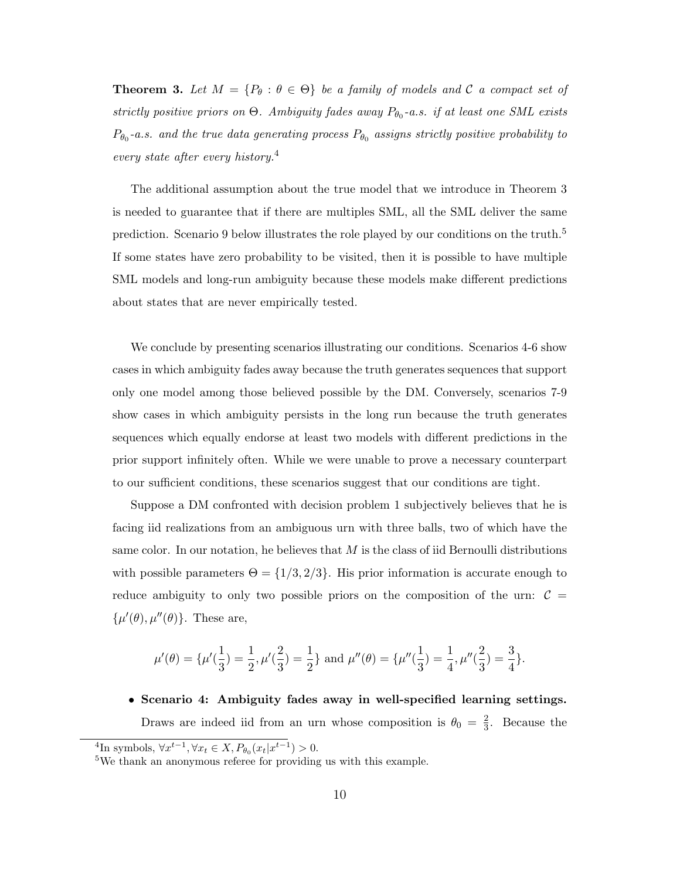**Theorem 3.** *Let $M = \{P_\theta : \theta \in \Theta\}$ be a family of models and $\mathcal{C}$ a compact set of strictly positive priors on $\Theta$. Ambiguity fades away $P_{\theta_0}$-a.s. if at least one SML exists $P_{\theta_0}$-a.s. and the true data generating process $P_{\theta_0}$ assigns strictly positive probability to every state after every history.*[4]

The additional assumption about the true model that we introduce in Theorem 3 is needed to guarantee that if there are multiples SML, all the SML deliver the same prediction. Scenario 9 below illustrates the role played by our conditions on the truth.[5] If some states have zero probability to be visited, then it is possible to have multiple SML models and long-run ambiguity because these models make different predictions about states that are never empirically tested.

We conclude by presenting scenarios illustrating our conditions. Scenarios 4-6 show cases in which ambiguity fades away because the truth generates sequences that support only one model among those believed possible by the DM. Conversely, scenarios 7-9 show cases in which ambiguity persists in the long run because the truth generates sequences which equally endorse at least two models with different predictions in the prior support infinitely often. While we were unable to prove a necessary counterpart to our sufficient conditions, these scenarios suggest that our conditions are tight.

Suppose a DM confronted with decision problem 1 subjectively believes that he is facing iid realizations from an ambiguous urn with three balls, two of which have the same color. In our notation, he believes that $M$ is the class of iid Bernoulli distributions with possible parameters $\Theta = \{1/3, 2/3\}$. His prior information is accurate enough to reduce ambiguity to only two possible priors on the composition of the urn: $\mathcal{C} = \{\mu'(\theta), \mu''(\theta)\}$. These are,

$$\mu'(\theta) = \{\mu'(\tfrac{1}{3}) = \tfrac{1}{2}, \mu'(\tfrac{2}{3}) = \tfrac{1}{2}\} \text{ and } \mu''(\theta) = \{\mu''(\tfrac{1}{3}) = \tfrac{1}{4}, \mu''(\tfrac{2}{3}) = \tfrac{3}{4}\}.$$

- **Scenario 4: Ambiguity fades away in well-specified learning settings.** Draws are indeed iid from an urn whose composition is $\theta_0 = \frac{2}{3}$. Because the

[4] In symbols, $\forall x^{t-1}, \forall x_t \in X, P_{\theta_0}(x_t|x^{t-1}) > 0$.

[5] We thank an anonymous referee for providing us with this example.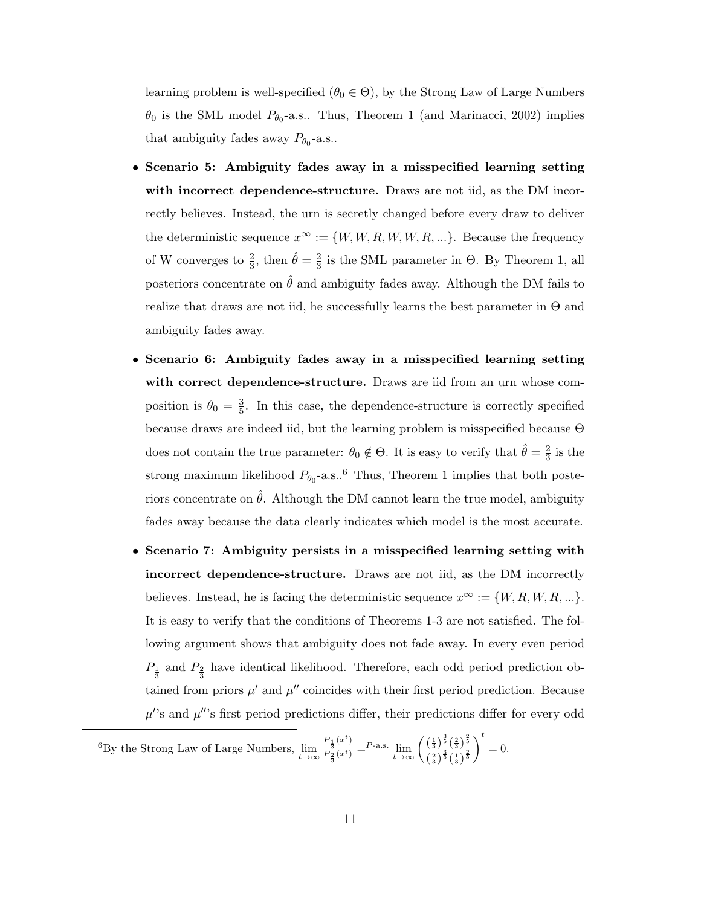learning problem is well-specified ($\theta_0 \in \Theta$), by the Strong Law of Large Numbers $\theta_0$ is the SML model $P_{\theta_0}$-a.s.. Thus, Theorem 1 (and Marinacci, 2002) implies that ambiguity fades away $P_{\theta_0}$-a.s..

- **Scenario 5: Ambiguity fades away in a misspecified learning setting with incorrect dependence-structure.** Draws are not iid, as the DM incorrectly believes. Instead, the urn is secretly changed before every draw to deliver the deterministic sequence $x^\infty := \{W, W, R, W, W, R, ...\}$. Because the frequency of W converges to $\frac{2}{3}$, then $\hat{\theta} = \frac{2}{3}$ is the SML parameter in $\Theta$. By Theorem 1, all posteriors concentrate on $\hat{\theta}$ and ambiguity fades away. Although the DM fails to realize that draws are not iid, he successfully learns the best parameter in $\Theta$ and ambiguity fades away.

- **Scenario 6: Ambiguity fades away in a misspecified learning setting with correct dependence-structure.** Draws are iid from an urn whose composition is $\theta_0 = \frac{3}{5}$. In this case, the dependence-structure is correctly specified because draws are indeed iid, but the learning problem is misspecified because $\Theta$ does not contain the true parameter: $\theta_0 \notin \Theta$. It is easy to verify that $\hat{\theta} = \frac{2}{3}$ is the strong maximum likelihood $P_{\theta_0}$-a.s..[6] Thus, Theorem 1 implies that both posteriors concentrate on $\hat{\theta}$. Although the DM cannot learn the true model, ambiguity fades away because the data clearly indicates which model is the most accurate.

- **Scenario 7: Ambiguity persists in a misspecified learning setting with incorrect dependence-structure.** Draws are not iid, as the DM incorrectly believes. Instead, he is facing the deterministic sequence $x^\infty := \{W, R, W, R, ...\}$. It is easy to verify that the conditions of Theorems 1-3 are not satisfied. The following argument shows that ambiguity does not fade away. In every even period $P_{\frac{1}{3}}$ and $P_{\frac{2}{3}}$ have identical likelihood. Therefore, each odd period prediction obtained from priors $\mu'$ and $\mu''$ coincides with their first period prediction. Because $\mu'$'s and $\mu''$'s first period predictions differ, their predictions differ for every odd

[6] By the Strong Law of Large Numbers, $\lim_{t\to\infty} \frac{P_{\frac{1}{3}}(x^t)}{P_{\frac{2}{3}}(x^t)} =^{P\text{-a.s.}} \lim_{t\to\infty} \left( \frac{\left(\frac{1}{3}\right)^{\frac{3}{5}} \left(\frac{2}{3}\right)^{\frac{2}{5}}}{\left(\frac{2}{3}\right)^{\frac{3}{5}} \left(\frac{1}{3}\right)^{\frac{2}{5}}} \right)^t = 0.$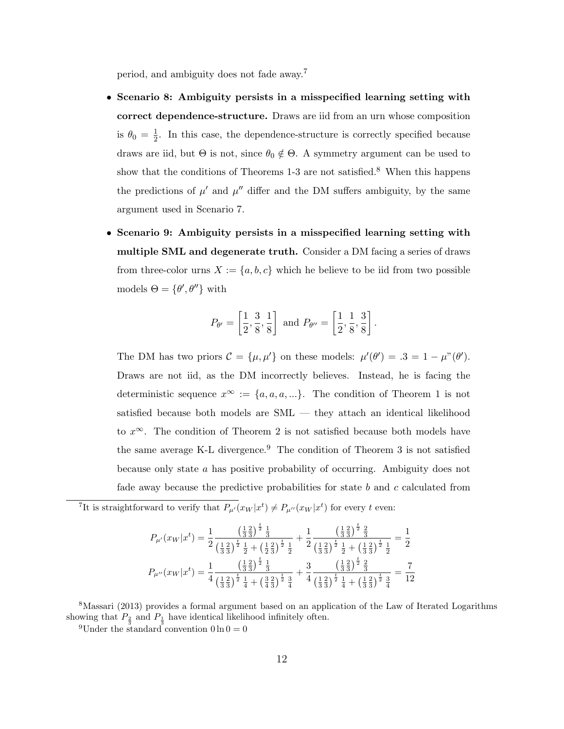period, and ambiguity does not fade away.[7]

- **Scenario 8: Ambiguity persists in a misspecified learning setting with correct dependence-structure.** Draws are iid from an urn whose composition is $\theta_0 = \frac{1}{2}$. In this case, the dependence-structure is correctly specified because draws are iid, but $\Theta$ is not, since $\theta_0 \notin \Theta$. A symmetry argument can be used to show that the conditions of Theorems 1-3 are not satisfied.[8] When this happens the predictions of $\mu'$ and $\mu''$ differ and the DM suffers ambiguity, by the same argument used in Scenario 7.

- **Scenario 9: Ambiguity persists in a misspecified learning setting with multiple SML and degenerate truth.** Consider a DM facing a series of draws from three-color urns $X := \{a, b, c\}$ which he believe to be iid from two possible models $\Theta = \{\theta', \theta''\}$ with

$$P_{\theta'} = \left[\frac{1}{2}, \frac{3}{8}, \frac{1}{8}\right] \text{ and } P_{\theta''} = \left[\frac{1}{2}, \frac{1}{8}, \frac{3}{8}\right].$$

The DM has two priors $\mathcal{C} = \{\mu, \mu'\}$ on these models: $\mu'(\theta') = .3 = 1 - \mu"(\theta')$. Draws are not iid, as the DM incorrectly believes. Instead, he is facing the deterministic sequence $x^\infty := \{a, a, a, ...\}$. The condition of Theorem 1 is not satisfied because both models are SML — they attach an identical likelihood to $x^\infty$. The condition of Theorem 2 is not satisfied because both models have the same average K-L divergence.[9] The condition of Theorem 3 is not satisfied because only state $a$ has positive probability of occurring. Ambiguity does not fade away because the predictive probabilities for state $b$ and $c$ calculated from

---

[7]It is straightforward to verify that $P_{\mu'}(x_W|x^t) \neq P_{\mu''}(x_W|x^t)$ for every $t$ even:

$$P_{\mu'}(x_W|x^t) = \frac{1}{2}\frac{\left(\frac{1}{3}\frac{2}{3}\right)^{\frac{t}{2}}\frac{1}{3}}{\left(\frac{1}{3}\frac{2}{3}\right)^{\frac{t}{2}}\frac{1}{2} + \left(\frac{1}{2}\frac{2}{3}\right)^{\frac{t}{2}}\frac{1}{2}} + \frac{1}{2}\frac{\left(\frac{1}{3}\frac{2}{3}\right)^{\frac{t}{2}}\frac{2}{3}}{\left(\frac{1}{3}\frac{2}{3}\right)^{\frac{t}{2}}\frac{1}{2} + \left(\frac{1}{3}\frac{2}{3}\right)^{\frac{t}{2}}\frac{1}{2}} = \frac{1}{2}$$

$$P_{\mu''}(x_W|x^t) = \frac{1}{4}\frac{\left(\frac{1}{3}\frac{2}{3}\right)^{\frac{t}{2}}\frac{1}{3}}{\left(\frac{1}{3}\frac{2}{3}\right)^{\frac{t}{2}}\frac{1}{4} + \left(\frac{3}{4}\frac{2}{3}\right)^{\frac{t}{2}}\frac{3}{4}} + \frac{3}{4}\frac{\left(\frac{1}{3}\frac{2}{3}\right)^{\frac{t}{2}}\frac{2}{3}}{\left(\frac{1}{3}\frac{2}{3}\right)^{\frac{t}{2}}\frac{1}{4} + \left(\frac{1}{3}\frac{2}{3}\right)^{\frac{t}{2}}\frac{3}{4}} = \frac{7}{12}$$

[8]Massari (2013) provides a formal argument based on an application of the Law of Iterated Logarithms showing that $P_{\frac{2}{3}}$ and $P_{\frac{1}{3}}$ have identical likelihood infinitely often.

[9]Under the standard convention $0 \ln 0 = 0$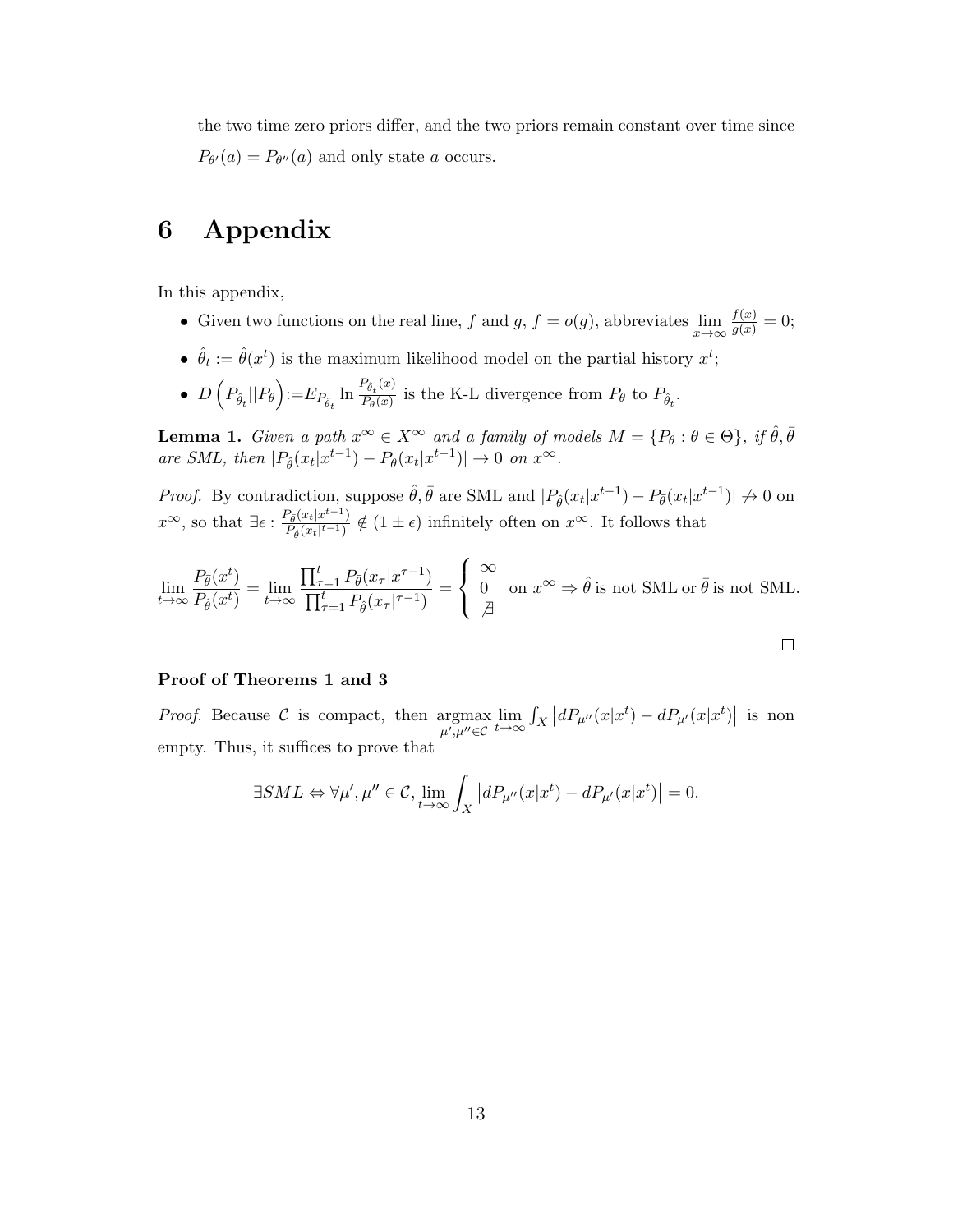the two time zero priors differ, and the two priors remain constant over time since $P_{\theta'}(a) = P_{\theta''}(a)$ and only state $a$ occurs.

# 6 Appendix

In this appendix,

- Given two functions on the real line, $f$ and $g$, $f = o(g)$, abbreviates $\lim_{x\to\infty} \frac{f(x)}{g(x)} = 0$;
- $\hat{\theta}_t := \hat{\theta}(x^t)$ is the maximum likelihood model on the partial history $x^t$;
- $D\left(P_{\hat{\theta}_t} || P_\theta\right) := E_{P_{\hat{\theta}_t}} \ln \frac{P_{\hat{\theta}_t}(x)}{P_\theta(x)}$ is the K-L divergence from $P_\theta$ to $P_{\hat{\theta}_t}$.

**Lemma 1.** *Given a path $x^\infty \in X^\infty$ and a family of models $M = \{P_\theta : \theta \in \Theta\}$, if $\hat{\theta}, \bar{\theta}$ are SML, then $|P_{\hat{\theta}}(x_t|x^{t-1}) - P_{\bar{\theta}}(x_t|x^{t-1})| \to 0$ on $x^\infty$.*

*Proof.* By contradiction, suppose $\hat{\theta}, \bar{\theta}$ are SML and $|P_{\hat{\theta}}(x_t|x^{t-1}) - P_{\bar{\theta}}(x_t|x^{t-1})| \not\to 0$ on $x^\infty$, so that $\exists \epsilon : \frac{P_{\bar{\theta}}(x_t|x^{t-1})}{P_{\hat{\theta}}(x_t|^{t-1})} \notin (1 \pm \epsilon)$ infinitely often on $x^\infty$. It follows that

$$\lim_{t\to\infty} \frac{P_{\bar{\theta}}(x^t)}{P_{\hat{\theta}}(x^t)} = \lim_{t\to\infty} \frac{\prod_{\tau=1}^t P_{\bar{\theta}}(x_\tau|x^{\tau-1})}{\prod_{\tau=1}^t P_{\hat{\theta}}(x_\tau|^{\tau-1})} = \left\{ \begin{array}{l} \infty \\ 0 \\ \nexists \end{array} \right. \text{ on } x^\infty \Rightarrow \hat{\theta} \text{ is not SML or } \bar{\theta} \text{ is not SML.}$$

$\square$

**Proof of Theorems 1 and 3**

*Proof.* Because $\mathcal{C}$ is compact, then $\underset{\mu',\mu''\in\mathcal{C}}{\text{argmax}} \lim_{t\to\infty} \int_X \left|dP_{\mu''}(x|x^t) - dP_{\mu'}(x|x^t)\right|$ is non empty. Thus, it suffices to prove that

$$\exists SML \Leftrightarrow \forall \mu', \mu'' \in \mathcal{C}, \lim_{t\to\infty} \int_X \left|dP_{\mu''}(x|x^t) - dP_{\mu'}(x|x^t)\right| = 0.$$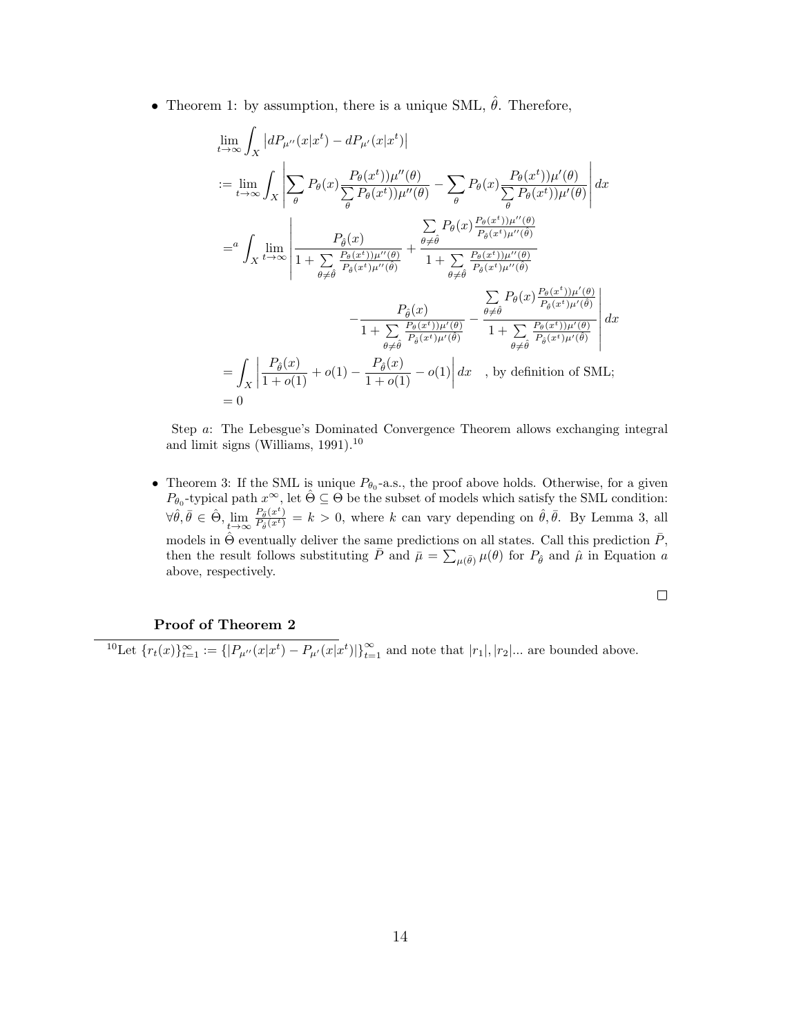- Theorem 1: by assumption, there is a unique SML, $\hat{\theta}$. Therefore,

$$
\begin{aligned}
&\lim_{t\to\infty} \int_X \left| dP_{\mu''}(x|x^t) - dP_{\mu'}(x|x^t) \right| \\
&:= \lim_{t\to\infty} \int_X \left| \sum_\theta P_\theta(x) \frac{P_\theta(x^t))\mu''(\theta)}{\sum_\theta P_\theta(x^t))\mu''(\theta)} - \sum_\theta P_\theta(x) \frac{P_\theta(x^t))\mu'(\theta)}{\sum_\theta P_\theta(x^t))\mu'(\theta)} \right| dx \\
&=^a \int_X \lim_{t\to\infty} \left| \frac{P_{\hat{\theta}}(x)}{1 + \sum_{\theta\neq\hat{\theta}} \frac{P_\theta(x^t))\mu''(\theta)}{P_{\hat{\theta}}(x^t)\mu''(\hat{\theta})}} + \frac{\sum_{\theta\neq\hat{\theta}} P_\theta(x) \frac{P_\theta(x^t))\mu''(\theta)}{P_{\hat{\theta}}(x^t)\mu''(\hat{\theta})}}{1 + \sum_{\theta\neq\hat{\theta}} \frac{P_\theta(x^t))\mu''(\theta)}{P_{\hat{\theta}}(x^t)\mu''(\hat{\theta})}} \right. \\
&\qquad\qquad \left. - \frac{P_{\hat{\theta}}(x)}{1 + \sum_{\theta\neq\hat{\theta}} \frac{P_\theta(x^t))\mu'(\theta)}{P_{\hat{\theta}}(x^t)\mu'(\hat{\theta})}} - \frac{\sum_{\theta\neq\hat{\theta}} P_\theta(x) \frac{P_\theta(x^t))\mu'(\theta)}{P_{\hat{\theta}}(x^t)\mu'(\hat{\theta})}}{1 + \sum_{\theta\neq\hat{\theta}} \frac{P_\theta(x^t))\mu'(\theta)}{P_{\hat{\theta}}(x^t)\mu'(\hat{\theta})}} \right| dx \\
&= \int_X \left| \frac{P_{\hat{\theta}}(x)}{1 + o(1)} + o(1) - \frac{P_{\hat{\theta}}(x)}{1 + o(1)} - o(1) \right| dx \quad \text{, by definition of SML;} \\
&= 0
\end{aligned}
$$

Step $a$: The Lebesgue's Dominated Convergence Theorem allows exchanging integral and limit signs (Williams, 1991).[10]

- Theorem 3: If the SML is unique $P_{\theta_0}$-a.s., the proof above holds. Otherwise, for a given $P_{\theta_0}$-typical path $x^\infty$, let $\hat{\Theta} \subseteq \Theta$ be the subset of models which satisfy the SML condition: $\forall \hat{\theta}, \bar{\theta} \in \hat{\Theta}, \lim_{t\to\infty} \frac{P_{\hat{\theta}}(x^t)}{P_{\bar{\theta}}(x^t)} = k > 0$, where $k$ can vary depending on $\hat{\theta}, \bar{\theta}$. By Lemma 3, all models in $\hat{\Theta}$ eventually deliver the same predictions on all states. Call this prediction $\bar{P}$, then the result follows substituting $\bar{P}$ and $\bar{\mu} = \sum_{\mu(\bar{\theta})} \mu(\theta)$ for $P_{\hat{\theta}}$ and $\hat{\mu}$ in Equation $a$ above, respectively.

□

**Proof of Theorem 2**

[10] Let $\{r_t(x)\}_{t=1}^\infty := \{|P_{\mu''}(x|x^t) - P_{\mu'}(x|x^t)|\}_{t=1}^\infty$ and note that $|r_1|, |r_2|...$ are bounded above.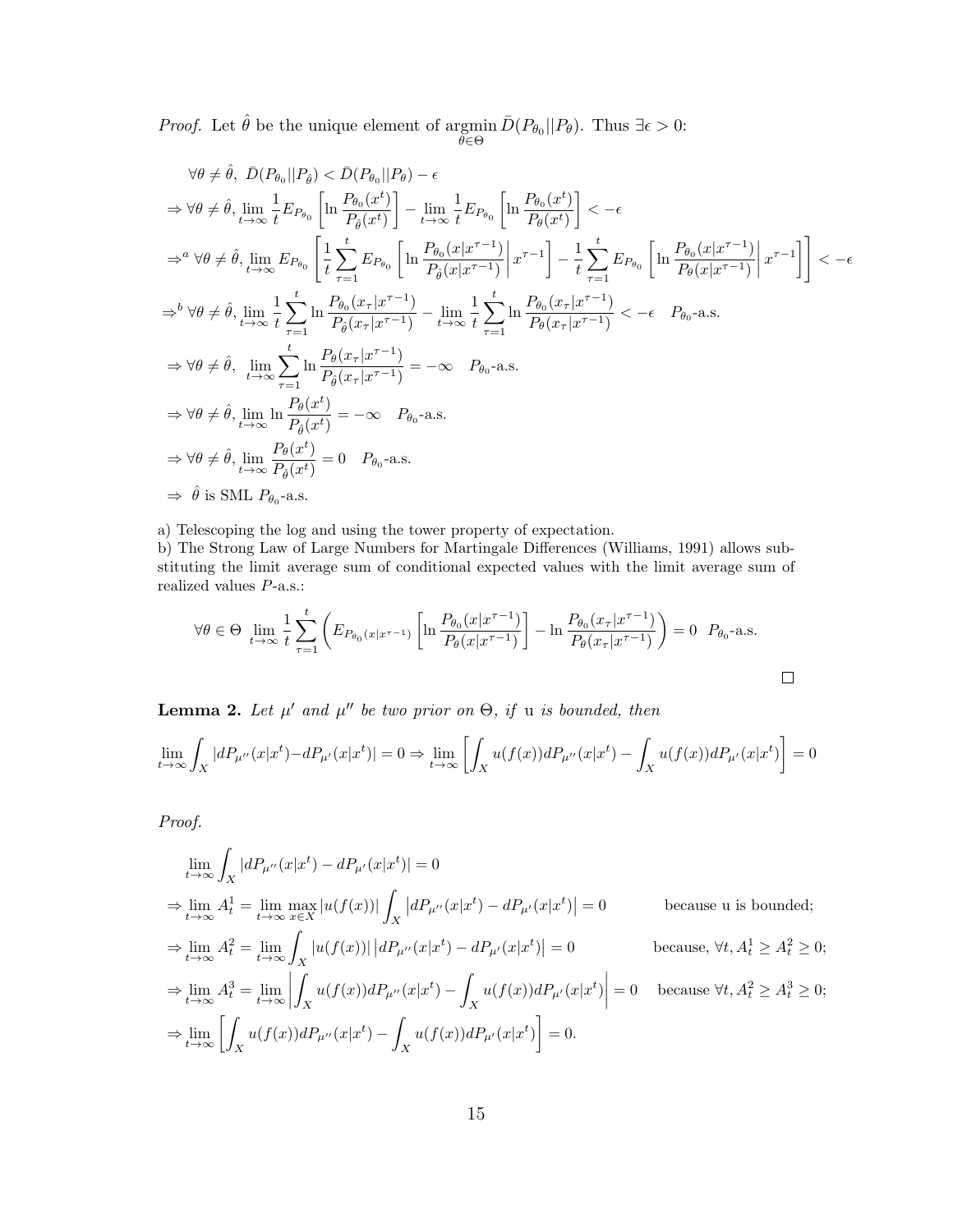*Proof.* Let $\hat{\theta}$ be the unique element of $\underset{\theta \in \Theta}{\operatorname{argmin}} \bar{D}(P_{\theta_0}||P_\theta)$. Thus $\exists \epsilon > 0$:

$$
\begin{aligned}
&\forall \theta \neq \hat{\theta},\ \bar{D}(P_{\theta_0}||P_{\hat{\theta}}) < \bar{D}(P_{\theta_0}||P_\theta) - \epsilon \\
&\Rightarrow \forall \theta \neq \hat{\theta}, \lim_{t\to\infty} \frac{1}{t} E_{P_{\theta_0}}\left[\ln \frac{P_{\theta_0}(x^t)}{P_{\hat{\theta}}(x^t)}\right] - \lim_{t\to\infty} \frac{1}{t} E_{P_{\theta_0}}\left[\ln \frac{P_{\theta_0}(x^t)}{P_{\theta}(x^t)}\right] < -\epsilon \\
&\Rightarrow^a \forall \theta \neq \hat{\theta}, \lim_{t\to\infty} E_{P_{\theta_0}}\left[\frac{1}{t}\sum_{\tau=1}^{t} E_{P_{\theta_0}}\left[\ln \frac{P_{\theta_0}(x|x^{\tau-1})}{P_{\hat{\theta}}(x|x^{\tau-1})}\middle| x^{\tau-1}\right] - \frac{1}{t}\sum_{\tau=1}^{t} E_{P_{\theta_0}}\left[\ln \frac{P_{\theta_0}(x|x^{\tau-1})}{P_{\theta}(x|x^{\tau-1})}\middle| x^{\tau-1}\right]\right] < -\epsilon \\
&\Rightarrow^b \forall \theta \neq \hat{\theta}, \lim_{t\to\infty} \frac{1}{t}\sum_{\tau=1}^{t} \ln \frac{P_{\theta_0}(x_\tau|x^{\tau-1})}{P_{\hat{\theta}}(x_\tau|x^{\tau-1})} - \lim_{t\to\infty} \frac{1}{t}\sum_{\tau=1}^{t} \ln \frac{P_{\theta_0}(x_\tau|x^{\tau-1})}{P_{\theta}(x_\tau|x^{\tau-1})} < -\epsilon \quad P_{\theta_0}\text{-a.s.} \\
&\Rightarrow \forall \theta \neq \hat{\theta},\ \lim_{t\to\infty} \sum_{\tau=1}^{t} \ln \frac{P_{\theta}(x_\tau|x^{\tau-1})}{P_{\hat{\theta}}(x_\tau|x^{\tau-1})} = -\infty \quad P_{\theta_0}\text{-a.s.} \\
&\Rightarrow \forall \theta \neq \hat{\theta}, \lim_{t\to\infty} \ln \frac{P_\theta(x^t)}{P_{\hat{\theta}}(x^t)} = -\infty \quad P_{\theta_0}\text{-a.s.} \\
&\Rightarrow \forall \theta \neq \hat{\theta}, \lim_{t\to\infty} \frac{P_\theta(x^t)}{P_{\hat{\theta}}(x^t)} = 0 \quad P_{\theta_0}\text{-a.s.} \\
&\Rightarrow\ \hat{\theta} \text{ is SML } P_{\theta_0}\text{-a.s.}
\end{aligned}
$$

a) Telescoping the log and using the tower property of expectation.
b) The Strong Law of Large Numbers for Martingale Differences (Williams, 1991) allows substituting the limit average sum of conditional expected values with the limit average sum of realized values $P$-a.s.:

$$
\forall \theta \in \Theta \ \lim_{t\to\infty} \frac{1}{t}\sum_{\tau=1}^{t}\left(E_{P_{\theta_0}(x|x^{\tau-1})}\left[\ln \frac{P_{\theta_0}(x|x^{\tau-1})}{P_\theta(x|x^{\tau-1})}\right] - \ln \frac{P_{\theta_0}(x_\tau|x^{\tau-1})}{P_\theta(x_\tau|x^{\tau-1})}\right) = 0 \ \ P_{\theta_0}\text{-a.s.}
$$

□

**Lemma 2.** *Let $\mu'$ and $\mu''$ be two prior on $\Theta$, if* u *is bounded, then*

$$
\lim_{t\to\infty} \int_X |dP_{\mu''}(x|x^t) - dP_{\mu'}(x|x^t)| = 0 \Rightarrow \lim_{t\to\infty}\left[\int_X u(f(x))dP_{\mu''}(x|x^t) - \int_X u(f(x))dP_{\mu'}(x|x^t)\right] = 0
$$

*Proof.*

$$
\begin{aligned}
&\lim_{t\to\infty} \int_X |dP_{\mu''}(x|x^t) - dP_{\mu'}(x|x^t)| = 0 \\
&\Rightarrow \lim_{t\to\infty} A_t^1 = \lim_{t\to\infty} \max_{x\in X} |u(f(x))| \int_X \left|dP_{\mu''}(x|x^t) - dP_{\mu'}(x|x^t)\right| = 0 \qquad \text{because u is bounded;} \\
&\Rightarrow \lim_{t\to\infty} A_t^2 = \lim_{t\to\infty} \int_X |u(f(x))| \left|dP_{\mu''}(x|x^t) - dP_{\mu'}(x|x^t)\right| = 0 \qquad \text{because, } \forall t, A_t^1 \geq A_t^2 \geq 0; \\
&\Rightarrow \lim_{t\to\infty} A_t^3 = \lim_{t\to\infty} \left|\int_X u(f(x))dP_{\mu''}(x|x^t) - \int_X u(f(x))dP_{\mu'}(x|x^t)\right| = 0 \quad \text{because } \forall t, A_t^2 \geq A_t^3 \geq 0; \\
&\Rightarrow \lim_{t\to\infty}\left[\int_X u(f(x))dP_{\mu''}(x|x^t) - \int_X u(f(x))dP_{\mu'}(x|x^t)\right] = 0.
\end{aligned}
$$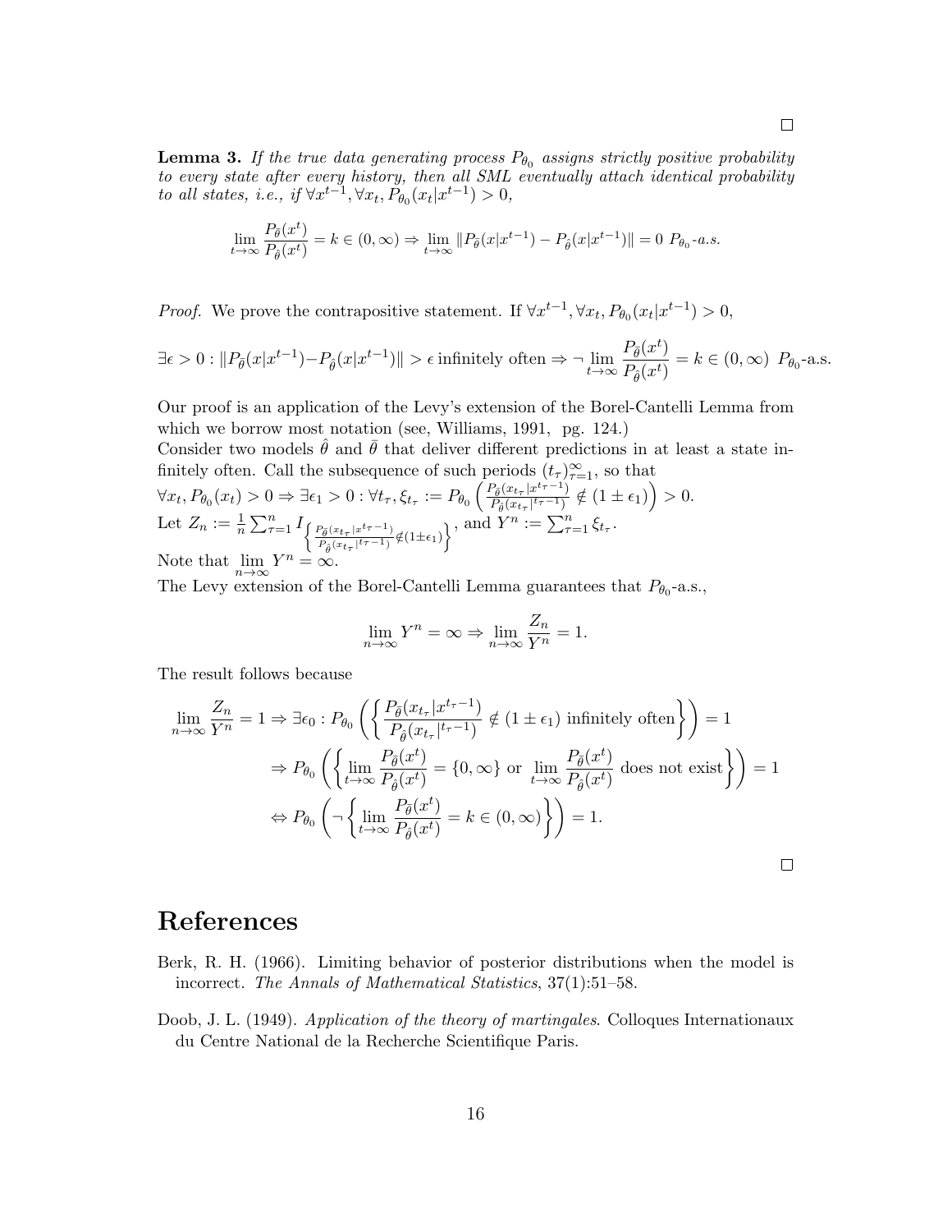□

**Lemma 3.** *If the true data generating process $P_{\theta_0}$ assigns strictly positive probability to every state after every history, then all SML eventually attach identical probability to all states, i.e., if $\forall x^{t-1}, \forall x_t, P_{\theta_0}(x_t|x^{t-1}) > 0$,*

$$\lim_{t\to\infty} \frac{P_{\bar{\theta}}(x^t)}{P_{\hat{\theta}}(x^t)} = k \in (0,\infty) \Rightarrow \lim_{t\to\infty} \|P_{\bar{\theta}}(x|x^{t-1}) - P_{\hat{\theta}}(x|x^{t-1})\| = 0 \;\; P_{\theta_0}\text{-a.s.}$$

*Proof.* We prove the contrapositive statement. If $\forall x^{t-1}, \forall x_t, P_{\theta_0}(x_t|x^{t-1}) > 0$,

$$\exists \epsilon > 0 : \|P_{\bar{\theta}}(x|x^{t-1}) - P_{\hat{\theta}}(x|x^{t-1})\| > \epsilon \text{ infinitely often} \Rightarrow \neg \lim_{t\to\infty} \frac{P_{\bar{\theta}}(x^t)}{P_{\hat{\theta}}(x^t)} = k \in (0,\infty) \;\; P_{\theta_0}\text{-a.s.}$$

Our proof is an application of the Levy's extension of the Borel-Cantelli Lemma from which we borrow most notation (see, Williams, 1991, pg. 124.)
Consider two models $\hat{\theta}$ and $\bar{\theta}$ that deliver different predictions in at least a state infinitely often. Call the subsequence of such periods $(t_\tau)_{\tau=1}^{\infty}$, so that
$\forall x_t, P_{\theta_0}(x_t) > 0 \Rightarrow \exists \epsilon_1 > 0 : \forall t_\tau, \xi_{t_\tau} := P_{\theta_0}\left(\frac{P_{\bar{\theta}}(x_{t_\tau}|x^{t_\tau-1})}{P_{\hat{\theta}}(x_{t_\tau}|^{t_\tau-1})} \notin (1 \pm \epsilon_1)\right) > 0.$
Let $Z_n := \frac{1}{n}\sum_{\tau=1}^{n} I_{\left\{\frac{P_{\bar{\theta}}(x_{t_\tau}|x^{t_\tau-1})}{P_{\hat{\theta}}(x_{t_\tau}|^{t_\tau-1})} \notin (1\pm\epsilon_1)\right\}}$, and $Y^n := \sum_{\tau=1}^{n} \xi_{t_\tau}$.
Note that $\lim_{n\to\infty} Y^n = \infty$.
The Levy extension of the Borel-Cantelli Lemma guarantees that $P_{\theta_0}$-a.s.,

$$\lim_{n\to\infty} Y^n = \infty \Rightarrow \lim_{n\to\infty} \frac{Z_n}{Y^n} = 1.$$

The result follows because

$$\begin{aligned}
\lim_{n\to\infty} \frac{Z_n}{Y^n} = 1 &\Rightarrow \exists \epsilon_0 : P_{\theta_0}\left(\left\{\frac{P_{\bar{\theta}}(x_{t_\tau}|x^{t_\tau-1})}{P_{\hat{\theta}}(x_{t_\tau}|^{t_\tau-1})} \notin (1 \pm \epsilon_1) \text{ infinitely often}\right\}\right) = 1 \\
&\Rightarrow P_{\theta_0}\left(\left\{\lim_{t\to\infty} \frac{P_{\bar{\theta}}(x^t)}{P_{\hat{\theta}}(x^t)} = \{0,\infty\} \text{ or } \lim_{t\to\infty} \frac{P_{\bar{\theta}}(x^t)}{P_{\hat{\theta}}(x^t)} \text{ does not exist}\right\}\right) = 1 \\
&\Leftrightarrow P_{\theta_0}\left(\neg\left\{\lim_{t\to\infty} \frac{P_{\bar{\theta}}(x^t)}{P_{\hat{\theta}}(x^t)} = k \in (0,\infty)\right\}\right) = 1.
\end{aligned}$$

□

# References

Berk, R. H. (1966). Limiting behavior of posterior distributions when the model is incorrect. *The Annals of Mathematical Statistics*, 37(1):51–58.

Doob, J. L. (1949). *Application of the theory of martingales*. Colloques Internationaux du Centre National de la Recherche Scientifique Paris.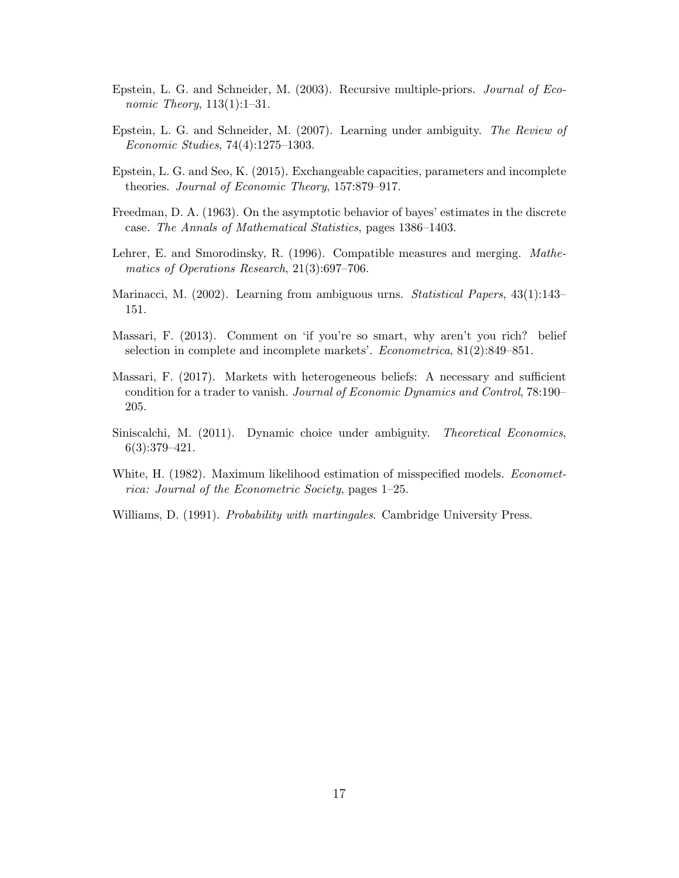Epstein, L. G. and Schneider, M. (2003). Recursive multiple-priors. *Journal of Economic Theory*, 113(1):1–31.

Epstein, L. G. and Schneider, M. (2007). Learning under ambiguity. *The Review of Economic Studies*, 74(4):1275–1303.

Epstein, L. G. and Seo, K. (2015). Exchangeable capacities, parameters and incomplete theories. *Journal of Economic Theory*, 157:879–917.

Freedman, D. A. (1963). On the asymptotic behavior of bayes' estimates in the discrete case. *The Annals of Mathematical Statistics*, pages 1386–1403.

Lehrer, E. and Smorodinsky, R. (1996). Compatible measures and merging. *Mathematics of Operations Research*, 21(3):697–706.

Marinacci, M. (2002). Learning from ambiguous urns. *Statistical Papers*, 43(1):143–151.

Massari, F. (2013). Comment on 'if you're so smart, why aren't you rich? belief selection in complete and incomplete markets'. *Econometrica*, 81(2):849–851.

Massari, F. (2017). Markets with heterogeneous beliefs: A necessary and sufficient condition for a trader to vanish. *Journal of Economic Dynamics and Control*, 78:190–205.

Siniscalchi, M. (2011). Dynamic choice under ambiguity. *Theoretical Economics*, 6(3):379–421.

White, H. (1982). Maximum likelihood estimation of misspecified models. *Econometrica: Journal of the Econometric Society*, pages 1–25.

Williams, D. (1991). *Probability with martingales*. Cambridge University Press.